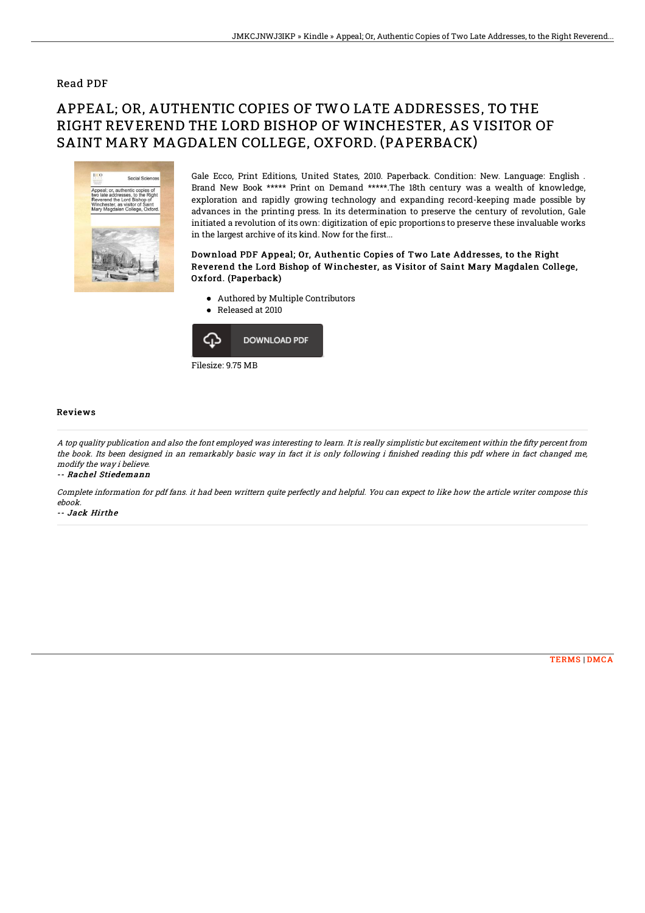## Read PDF

# APPEAL; OR, AUTHENTIC COPIES OF TWO LATE ADDRESSES, TO THE RIGHT REVEREND THE LORD BISHOP OF WINCHESTER, AS VISITOR OF SAINT MARY MAGDALEN COLLEGE, OXFORD. (PAPERBACK)

Gale Ecco, Print Editions, United States, 2010. Paperback. Condition: New. Language: English . Brand New Book ***** Print on Demand *****.The 18th century was a wealth of knowledge, exploration and rapidly growing technology and expanding record-keeping made possible by advances in the printing press. In its determination to preserve the century of revolution, Gale initiated a revolution of its own: digitization of epic proportions to preserve these invaluable works in the largest archive of its kind. Now for the first...

### Download PDF Appeal; Or, Authentic Copies of Two Late Addresses, to the Right Reverend the Lord Bishop of Winchester, as Visitor of Saint Mary Magdalen College, Oxford. (Paperback)

- Authored by Multiple Contributors
- Released at 2010

DOWNLOAD PDF

Filesize: 9.75 MB

## Reviews

*A top quality publication and also the font employed was interesting to learn. It is really simplistic but excitement within the fifty percent from the book. Its been designed in an remarkably basic way in fact it is only following i finished reading this pdf where in fact changed me, modify the way i believe.*

-- ***Rachel Stiedemann***

*Complete information for pdf fans. it had been writtern quite perfectly and helpful. You can expect to like how the article writer compose this ebook.*

-- ***Jack Hirthe***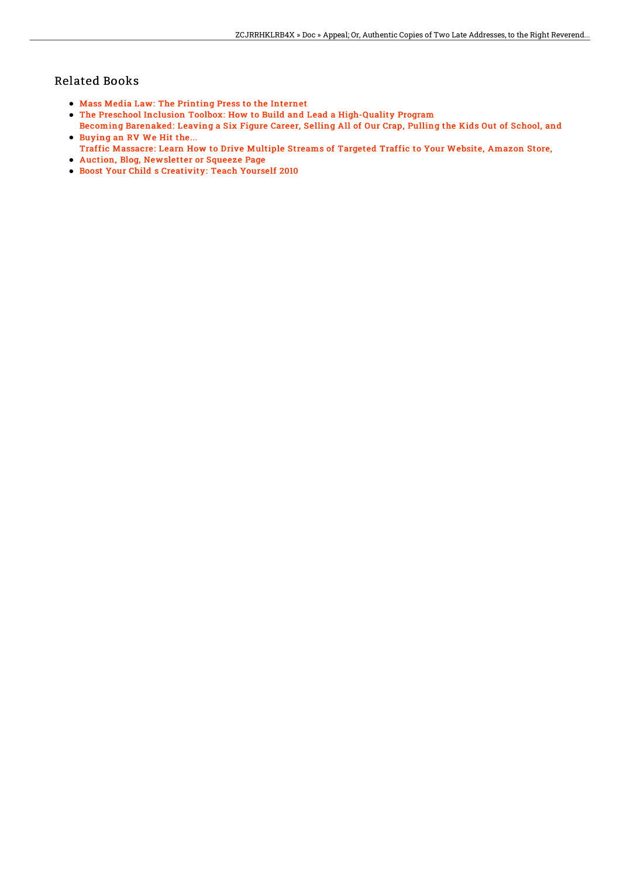## Related Books

- Mass Media Law: The Printing Press to the Internet
- The Preschool Inclusion Toolbox: How to Build and Lead a High-Quality Program
- Becoming Barenaked: Leaving a Six Figure Career, Selling All of Our Crap, Pulling the Kids Out of School, and Buying an RV We Hit the...
- Traffic Massacre: Learn How to Drive Multiple Streams of Targeted Traffic to Your Website, Amazon Store, Auction, Blog, Newsletter or Squeeze Page
- Boost Your Child s Creativity: Teach Yourself 2010